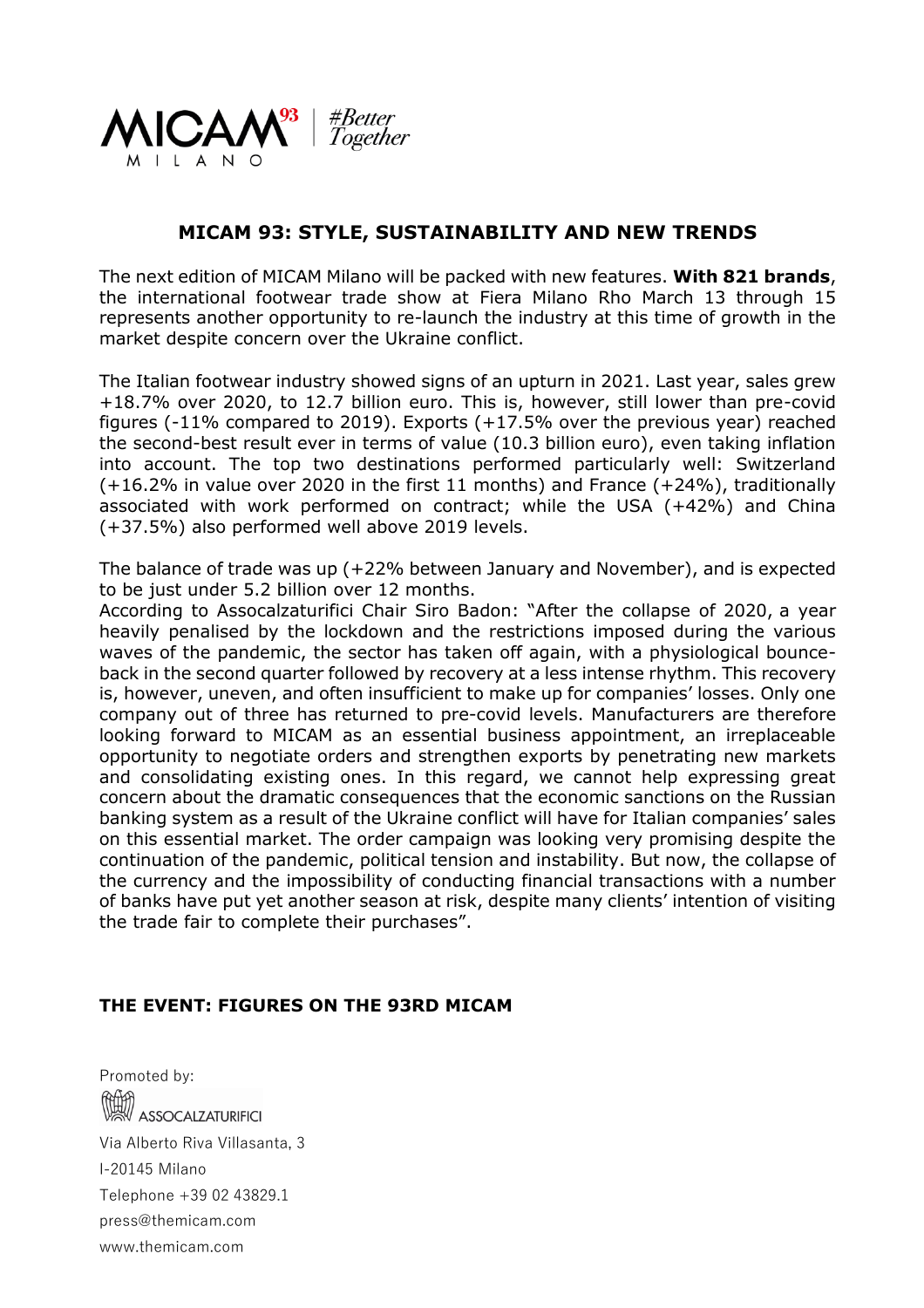# MICAM 93: STYLE, SUSTAINABILITY AND NEW TRENDS

The next edition of MICAM Milano will be packed with new features. **With 821 brands**, the international footwear trade show at Fiera Milano Rho March 13 through 15 represents another opportunity to re-launch the industry at this time of growth in the market despite concern over the Ukraine conflict.

The Italian footwear industry showed signs of an upturn in 2021. Last year, sales grew +18.7% over 2020, to 12.7 billion euro. This is, however, still lower than pre-covid figures (-11% compared to 2019). Exports (+17.5% over the previous year) reached the second-best result ever in terms of value (10.3 billion euro), even taking inflation into account. The top two destinations performed particularly well: Switzerland (+16.2% in value over 2020 in the first 11 months) and France (+24%), traditionally associated with work performed on contract; while the USA (+42%) and China (+37.5%) also performed well above 2019 levels.

The balance of trade was up (+22% between January and November), and is expected to be just under 5.2 billion over 12 months.

According to Assocalzaturifici Chair Siro Badon: "After the collapse of 2020, a year heavily penalised by the lockdown and the restrictions imposed during the various waves of the pandemic, the sector has taken off again, with a physiological bounce-back in the second quarter followed by recovery at a less intense rhythm. This recovery is, however, uneven, and often insufficient to make up for companies' losses. Only one company out of three has returned to pre-covid levels. Manufacturers are therefore looking forward to MICAM as an essential business appointment, an irreplaceable opportunity to negotiate orders and strengthen exports by penetrating new markets and consolidating existing ones. In this regard, we cannot help expressing great concern about the dramatic consequences that the economic sanctions on the Russian banking system as a result of the Ukraine conflict will have for Italian companies' sales on this essential market. The order campaign was looking very promising despite the continuation of the pandemic, political tension and instability. But now, the collapse of the currency and the impossibility of conducting financial transactions with a number of banks have put yet another season at risk, despite many clients' intention of visiting the trade fair to complete their purchases".

## THE EVENT: FIGURES ON THE 93RD MICAM

Promoted by:

ASSOCALZATURIFICI

Via Alberto Riva Villasanta, 3

I-20145 Milano

Telephone +39 02 43829.1

press@themicam.com

www.themicam.com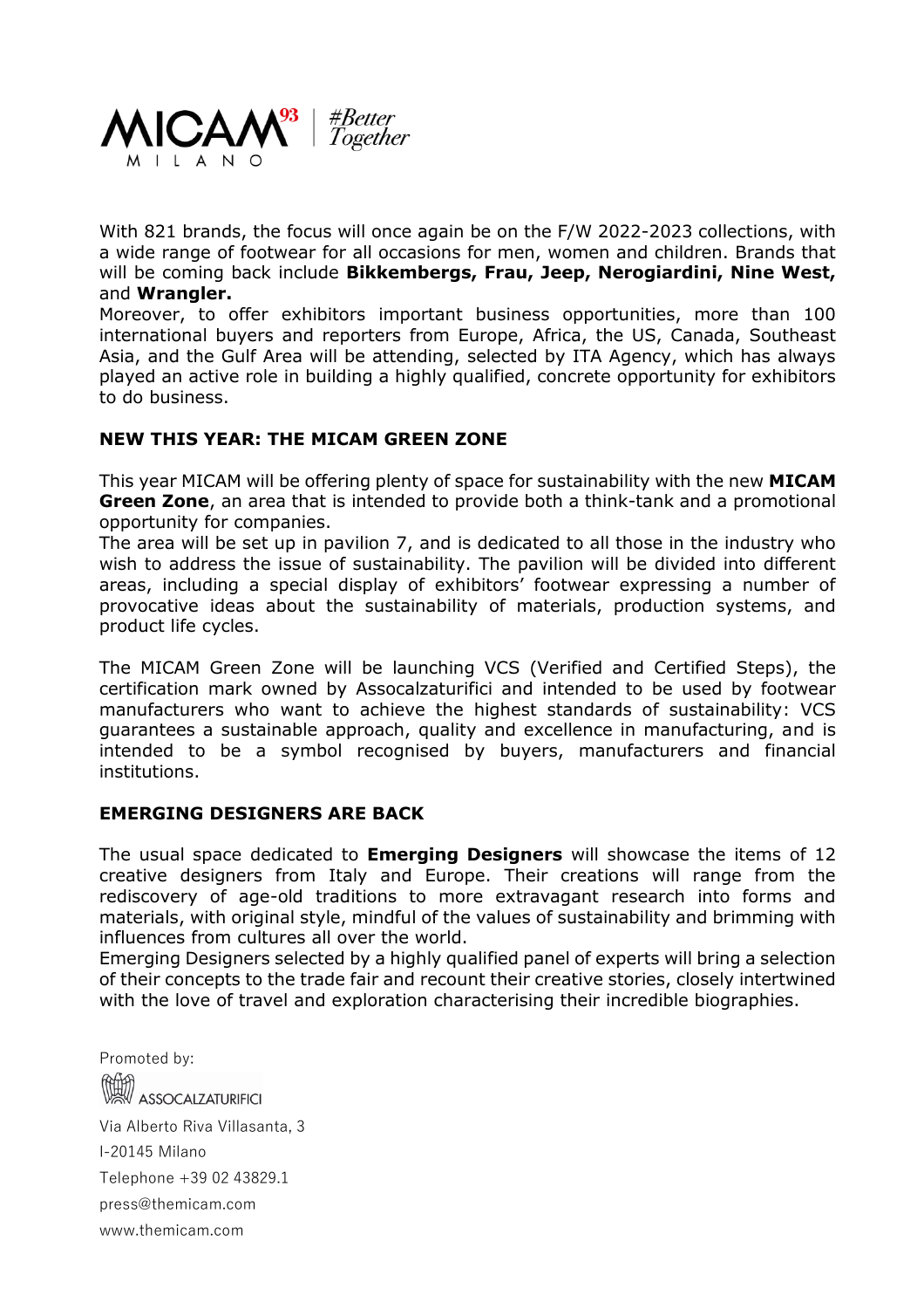With 821 brands, the focus will once again be on the F/W 2022-2023 collections, with a wide range of footwear for all occasions for men, women and children. Brands that will be coming back include **Bikkembergs, Frau, Jeep, Nerogiardini, Nine West,** and **Wrangler.**

Moreover, to offer exhibitors important business opportunities, more than 100 international buyers and reporters from Europe, Africa, the US, Canada, Southeast Asia, and the Gulf Area will be attending, selected by ITA Agency, which has always played an active role in building a highly qualified, concrete opportunity for exhibitors to do business.

## NEW THIS YEAR: THE MICAM GREEN ZONE

This year MICAM will be offering plenty of space for sustainability with the new **MICAM Green Zone**, an area that is intended to provide both a think-tank and a promotional opportunity for companies.

The area will be set up in pavilion 7, and is dedicated to all those in the industry who wish to address the issue of sustainability. The pavilion will be divided into different areas, including a special display of exhibitors' footwear expressing a number of provocative ideas about the sustainability of materials, production systems, and product life cycles.

The MICAM Green Zone will be launching VCS (Verified and Certified Steps), the certification mark owned by Assocalzaturifici and intended to be used by footwear manufacturers who want to achieve the highest standards of sustainability: VCS guarantees a sustainable approach, quality and excellence in manufacturing, and is intended to be a symbol recognised by buyers, manufacturers and financial institutions.

## EMERGING DESIGNERS ARE BACK

The usual space dedicated to **Emerging Designers** will showcase the items of 12 creative designers from Italy and Europe. Their creations will range from the rediscovery of age-old traditions to more extravagant research into forms and materials, with original style, mindful of the values of sustainability and brimming with influences from cultures all over the world.

Emerging Designers selected by a highly qualified panel of experts will bring a selection of their concepts to the trade fair and recount their creative stories, closely intertwined with the love of travel and exploration characterising their incredible biographies.

Promoted by:

ASSOCALZATURIFICI

Via Alberto Riva Villasanta, 3

I-20145 Milano

Telephone +39 02 43829.1

press@themicam.com

www.themicam.com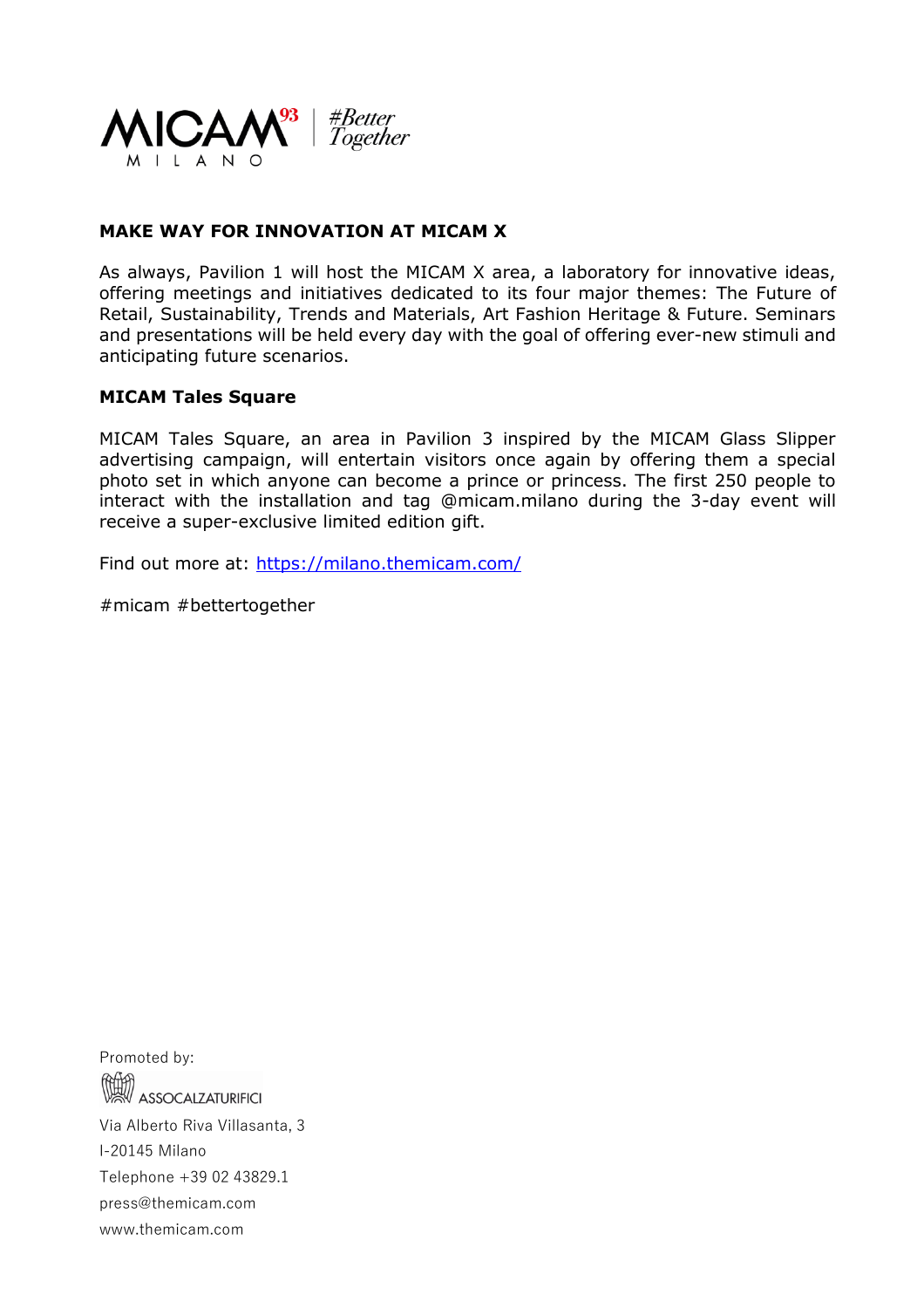MICAM[93] MILANO | #Better Together

## MAKE WAY FOR INNOVATION AT MICAM X

As always, Pavilion 1 will host the MICAM X area, a laboratory for innovative ideas, offering meetings and initiatives dedicated to its four major themes: The Future of Retail, Sustainability, Trends and Materials, Art Fashion Heritage & Future. Seminars and presentations will be held every day with the goal of offering ever-new stimuli and anticipating future scenarios.

## MICAM Tales Square

MICAM Tales Square, an area in Pavilion 3 inspired by the MICAM Glass Slipper advertising campaign, will entertain visitors once again by offering them a special photo set in which anyone can become a prince or princess. The first 250 people to interact with the installation and tag @micam.milano during the 3-day event will receive a super-exclusive limited edition gift.

Find out more at: https://milano.themicam.com/

#micam #bettertogether

Promoted by:

ASSOCALZATURIFICI

Via Alberto Riva Villasanta, 3
I-20145 Milano
Telephone +39 02 43829.1
press@themicam.com
www.themicam.com